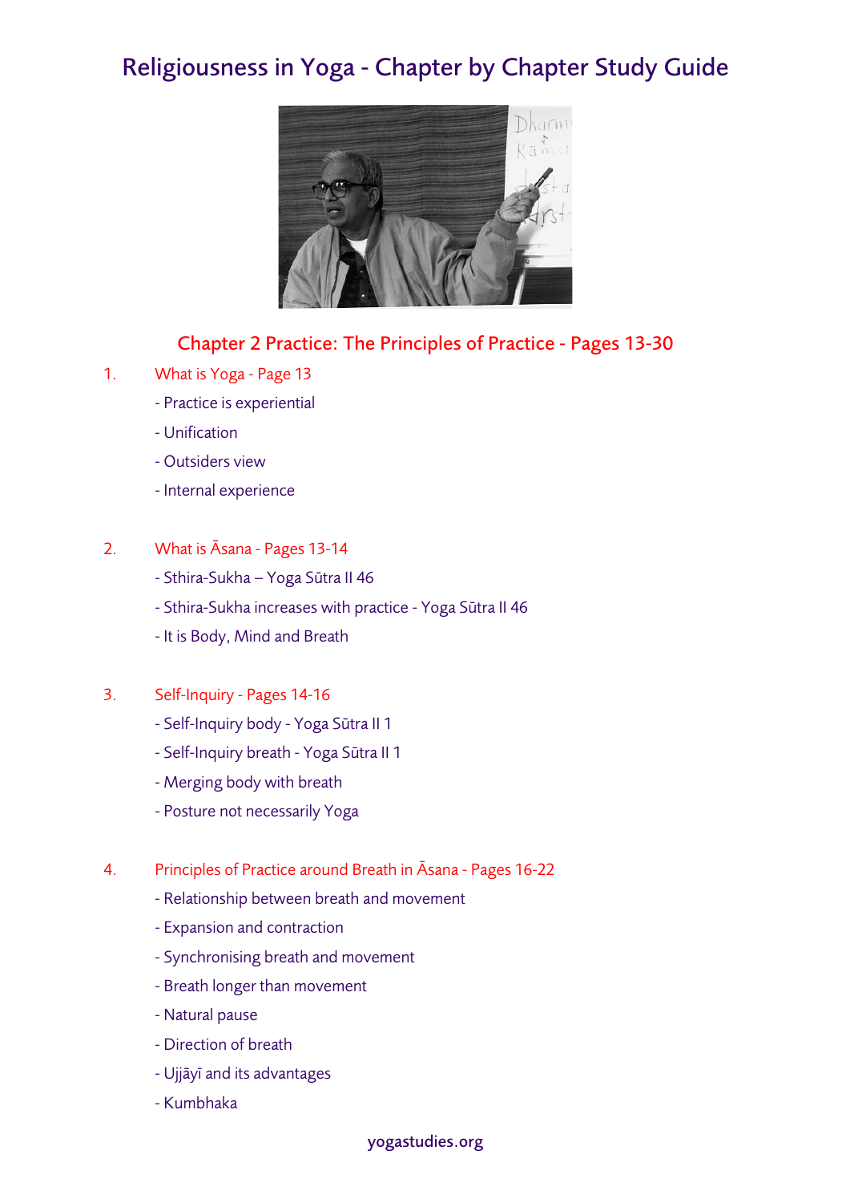# Religiousness in Yoga - Chapter by Chapter Study Guide

## Chapter 2 Practice: The Principles of Practice - Pages 13-30

1. What is Yoga - Page 13
   - Practice is experiential
   - Unification
   - Outsiders view
   - Internal experience

2. What is Āsana - Pages 13-14
   - Sthira-Sukha – Yoga Sūtra II 46
   - Sthira-Sukha increases with practice - Yoga Sūtra II 46
   - It is Body, Mind and Breath

3. Self-Inquiry - Pages 14-16
   - Self-Inquiry body - Yoga Sūtra II 1
   - Self-Inquiry breath - Yoga Sūtra II 1
   - Merging body with breath
   - Posture not necessarily Yoga

4. Principles of Practice around Breath in Āsana - Pages 16-22
   - Relationship between breath and movement
   - Expansion and contraction
   - Synchronising breath and movement
   - Breath longer than movement
   - Natural pause
   - Direction of breath
   - Ujjāyī and its advantages
   - Kumbhaka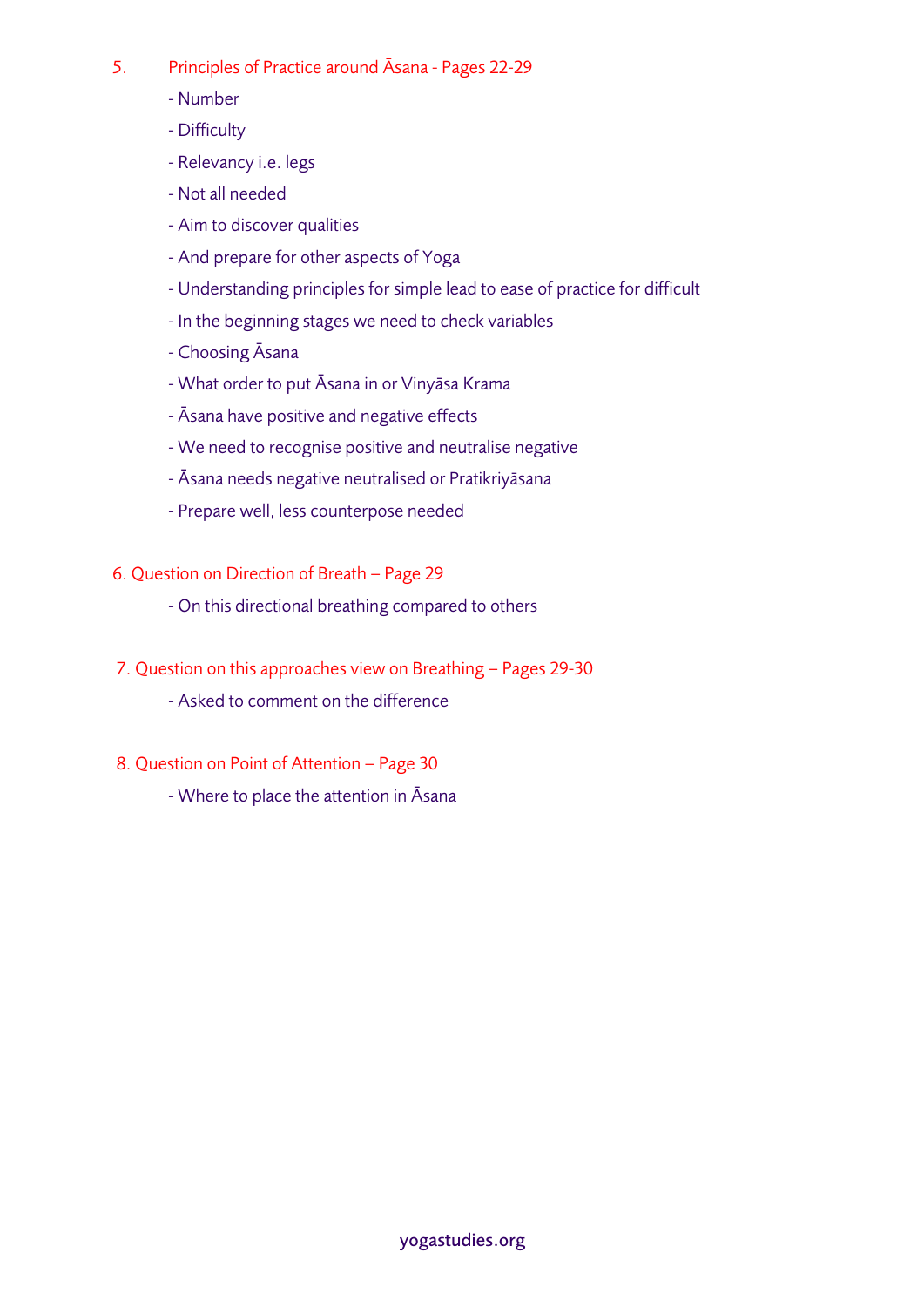5. Principles of Practice around Āsana - Pages 22-29

- Number
- Difficulty
- Relevancy i.e. legs
- Not all needed
- Aim to discover qualities
- And prepare for other aspects of Yoga
- Understanding principles for simple lead to ease of practice for difficult
- In the beginning stages we need to check variables
- Choosing Āsana
- What order to put Āsana in or Vinyāsa Krama
- Āsana have positive and negative effects
- We need to recognise positive and neutralise negative
- Āsana needs negative neutralised or Pratikriyāsana
- Prepare well, less counterpose needed

6. Question on Direction of Breath – Page 29

- On this directional breathing compared to others

7. Question on this approaches view on Breathing – Pages 29-30

- Asked to comment on the difference

8. Question on Point of Attention – Page 30

- Where to place the attention in Āsana

yogastudies.org